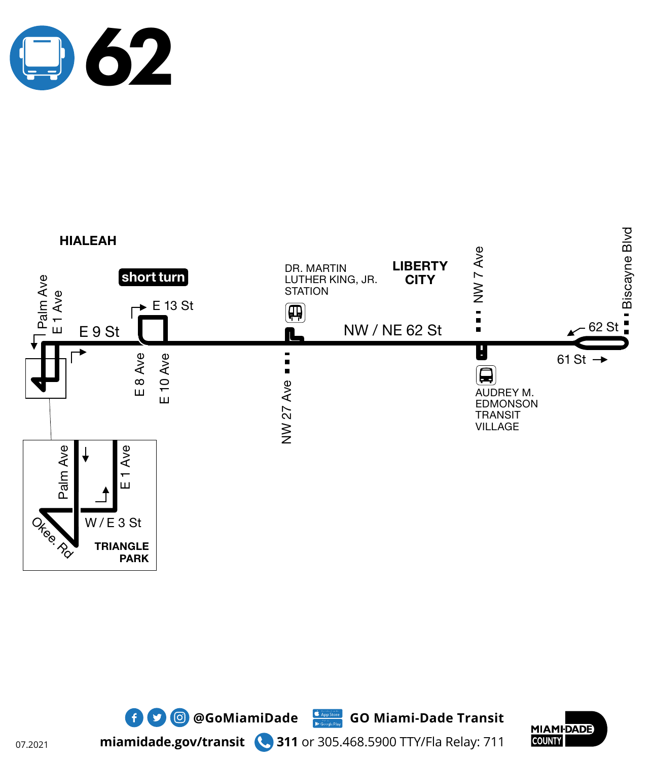# 62

HIALEAH

short turn

Palm Ave

E 1 Ave

E 9 St

E 13 St

E 8 Ave

E 10 Ave

DR. MARTIN LUTHER KING, JR. STATION

NW 27 Ave

LIBERTY CITY

NW / NE 62 St

NW 7 Ave

AUDREY M. EDMONSON TRANSIT VILLAGE

62 St

61 St

Biscayne Blvd

Palm Ave

E 1 Ave

W / E 3 St

Okee. Rd

TRIANGLE PARK

@GoMiamiDade

GO Miami-Dade Transit

miamidade.gov/transit

**311** or 305.468.5900 TTY/Fla Relay: 711

07.2021

MIAMI-DADE COUNTY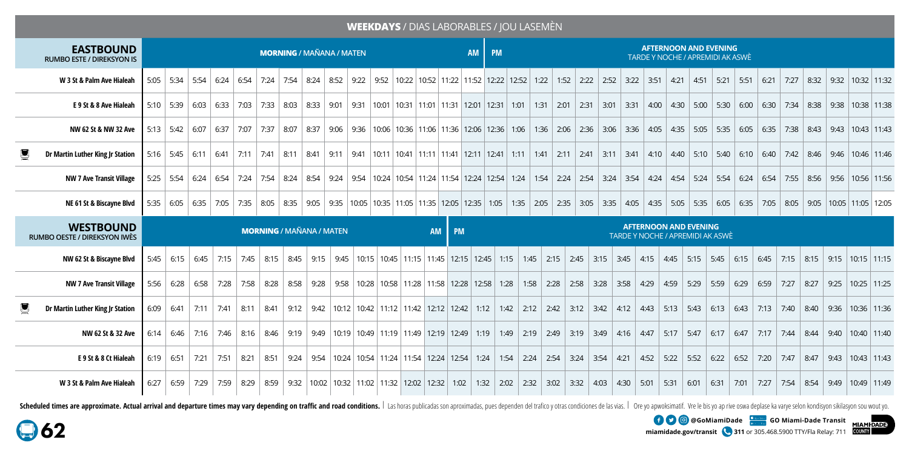## WEEKDAYS / DIAS LABORABLES / JOU LASEMÈN

| EASTBOUND RUMBO ESTE / DIREKSYON IS | MORNING / MAÑANA / MATEN | | | | | | | | | | | | | | AM | PM | AFTERNOON AND EVENING TARDE Y NOCHE / APREMIDI AK ASWÈ | | | | | | | | | | | | | | | | |
|---|---|---|---|---|---|---|---|---|---|---|---|---|---|---|---|---|---|---|---|---|---|---|---|---|---|---|---|---|---|---|---|---|---|
| W 3 St & Palm Ave Hialeah | 5:05 | 5:34 | 5:54 | 6:24 | 6:54 | 7:24 | 7:54 | 8:24 | 8:52 | 9:22 | 9:52 | 10:22 | 10:52 | 11:22 | 11:52 | 12:22 | 12:52 | 1:22 | 1:52 | 2:22 | 2:52 | 3:22 | 3:51 | 4:21 | 4:51 | 5:21 | 5:51 | 6:21 | 7:27 | 8:32 | 9:32 | 10:32 | 11:32 |
| E 9 St & 8 Ave Hialeah | 5:10 | 5:39 | 6:03 | 6:33 | 7:03 | 7:33 | 8:03 | 8:33 | 9:01 | 9:31 | 10:01 | 10:31 | 11:01 | 11:31 | 12:01 | 12:31 | 1:01 | 1:31 | 2:01 | 2:31 | 3:01 | 3:31 | 4:00 | 4:30 | 5:00 | 5:30 | 6:00 | 6:30 | 7:34 | 8:38 | 9:38 | 10:38 | 11:38 |
| NW 62 St & NW 32 Ave | 5:13 | 5:42 | 6:07 | 6:37 | 7:07 | 7:37 | 8:07 | 8:37 | 9:06 | 9:36 | 10:06 | 10:36 | 11:06 | 11:36 | 12:06 | 12:36 | 1:06 | 1:36 | 2:06 | 2:36 | 3:06 | 3:36 | 4:05 | 4:35 | 5:05 | 5:35 | 6:05 | 6:35 | 7:38 | 8:43 | 9:43 | 10:43 | 11:43 |
| Dr Martin Luther King Jr Station | 5:16 | 5:45 | 6:11 | 6:41 | 7:11 | 7:41 | 8:11 | 8:41 | 9:11 | 9:41 | 10:11 | 10:41 | 11:11 | 11:41 | 12:11 | 12:41 | 1:11 | 1:41 | 2:11 | 2:41 | 3:11 | 3:41 | 4:10 | 4:40 | 5:10 | 5:40 | 6:10 | 6:40 | 7:42 | 8:46 | 9:46 | 10:46 | 11:46 |
| NW 7 Ave Transit Village | 5:25 | 5:54 | 6:24 | 6:54 | 7:24 | 7:54 | 8:24 | 8:54 | 9:24 | 9:54 | 10:24 | 10:54 | 11:24 | 11:54 | 12:24 | 12:54 | 1:24 | 1:54 | 2:24 | 2:54 | 3:24 | 3:54 | 4:24 | 4:54 | 5:24 | 5:54 | 6:24 | 6:54 | 7:55 | 8:56 | 9:56 | 10:56 | 11:56 |
| NE 61 St & Biscayne Blvd | 5:35 | 6:05 | 6:35 | 7:05 | 7:35 | 8:05 | 8:35 | 9:05 | 9:35 | 10:05 | 10:35 | 11:05 | 11:35 | 12:05 | 12:35 | 1:05 | 1:35 | 2:05 | 2:35 | 3:05 | 3:35 | 4:05 | 4:35 | 5:05 | 5:35 | 6:05 | 6:35 | 7:05 | 8:05 | 9:05 | 10:05 | 11:05 | 12:05 |

| WESTBOUND RUMBO OESTE / DIREKSYON IWÈS | MORNING / MAÑANA / MATEN | | | | | | | | | | | | | AM | PM | AFTERNOON AND EVENING TARDE Y NOCHE / APREMIDI AK ASWÈ | | | | | | | | | | | | | | | | |
|---|---|---|---|---|---|---|---|---|---|---|---|---|---|---|---|---|---|---|---|---|---|---|---|---|---|---|---|---|---|---|---|---|
| NW 62 St & Biscayne Blvd | 5:45 | 6:15 | 6:45 | 7:15 | 7:45 | 8:15 | 8:45 | 9:15 | 9:45 | 10:15 | 10:45 | 11:15 | 11:45 | 12:15 | 12:45 | 1:15 | 1:45 | 2:15 | 2:45 | 3:15 | 3:45 | 4:15 | 4:45 | 5:15 | 5:45 | 6:15 | 6:45 | 7:15 | 8:15 | 9:15 | 10:15 | 11:15 |
| NW 7 Ave Transit Village | 5:56 | 6:28 | 6:58 | 7:28 | 7:58 | 8:28 | 8:58 | 9:28 | 9:58 | 10:28 | 10:58 | 11:28 | 11:58 | 12:28 | 12:58 | 1:28 | 1:58 | 2:28 | 2:58 | 3:28 | 3:58 | 4:29 | 4:59 | 5:29 | 5:59 | 6:29 | 6:59 | 7:27 | 8:27 | 9:25 | 10:25 | 11:25 |
| Dr Martin Luther King Jr Station | 6:09 | 6:41 | 7:11 | 7:41 | 8:11 | 8:41 | 9:12 | 9:42 | 10:12 | 10:42 | 11:12 | 11:42 | 12:12 | 12:42 | 1:12 | 1:42 | 2:12 | 2:42 | 3:12 | 3:42 | 4:12 | 4:43 | 5:13 | 5:43 | 6:13 | 6:43 | 7:13 | 7:40 | 8:40 | 9:36 | 10:36 | 11:36 |
| NW 62 St & 32 Ave | 6:14 | 6:46 | 7:16 | 7:46 | 8:16 | 8:46 | 9:19 | 9:49 | 10:19 | 10:49 | 11:19 | 11:49 | 12:19 | 12:49 | 1:19 | 1:49 | 2:19 | 2:49 | 3:19 | 3:49 | 4:16 | 4:47 | 5:17 | 5:47 | 6:17 | 6:47 | 7:17 | 7:44 | 8:44 | 9:40 | 10:40 | 11:40 |
| E 9 St & 8 Ct Hialeah | 6:19 | 6:51 | 7:21 | 7:51 | 8:21 | 8:51 | 9:24 | 9:54 | 10:24 | 10:54 | 11:24 | 11:54 | 12:24 | 12:54 | 1:24 | 1:54 | 2:24 | 2:54 | 3:24 | 3:54 | 4:21 | 4:52 | 5:22 | 5:52 | 6:22 | 6:52 | 7:20 | 7:47 | 8:47 | 9:43 | 10:43 | 11:43 |
| W 3 St & Palm Ave Hialeah | 6:27 | 6:59 | 7:29 | 7:59 | 8:29 | 8:59 | 9:32 | 10:02 | 10:32 | 11:02 | 11:32 | 12:02 | 12:32 | 1:02 | 1:32 | 2:02 | 2:32 | 3:02 | 3:32 | 4:03 | 4:30 | 5:01 | 5:31 | 6:01 | 6:31 | 7:01 | 7:27 | 7:54 | 8:54 | 9:49 | 10:49 | 11:49 |

**Scheduled times are approximate. Actual arrival and departure times may vary depending on traffic and road conditions.** | Las horas publicadas son aproximadas, pues dependen del trafico y otras condiciones de las vias. | Ore yo apwoksimatif. Vre le bis yo ap rive oswa deplase ka varye selon kondisyon sikilasyon sou wout yo.

**62**

@GoMiamiDade GO Miami-Dade Transit

miamidade.gov/transit 311 or 305.468.5900 TTY/Fla Relay: 711

MIAMI-DADE COUNTY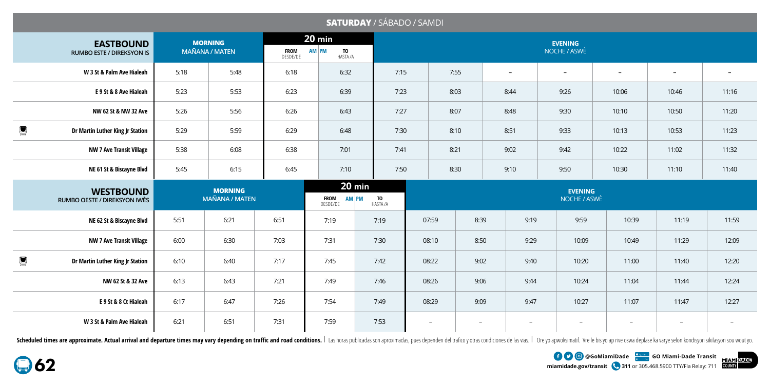## SATURDAY / SÁBADO / SAMDI

| EASTBOUND RUMBO ESTE / DIREKSYON IS | MORNING MAÑANA / MATEN | | 20 min FROM DESDE/DE AM PM | TO HASTA/A | EVENING NOCHE / ASWÈ | | | | | | |
|---|---|---|---|---|---|---|---|---|---|---|---|
| W 3 St & Palm Ave Hialeah | 5:18 | 5:48 | 6:18 | 6:32 | 7:15 | 7:55 | – | – | – | – | – |
| E 9 St & 8 Ave Hialeah | 5:23 | 5:53 | 6:23 | 6:39 | 7:23 | 8:03 | 8:44 | 9:26 | 10:06 | 10:46 | 11:16 |
| NW 62 St & NW 32 Ave | 5:26 | 5:56 | 6:26 | 6:43 | 7:27 | 8:07 | 8:48 | 9:30 | 10:10 | 10:50 | 11:20 |
| Dr Martin Luther King Jr Station | 5:29 | 5:59 | 6:29 | 6:48 | 7:30 | 8:10 | 8:51 | 9:33 | 10:13 | 10:53 | 11:23 |
| NW 7 Ave Transit Village | 5:38 | 6:08 | 6:38 | 7:01 | 7:41 | 8:21 | 9:02 | 9:42 | 10:22 | 11:02 | 11:32 |
| NE 61 St & Biscayne Blvd | 5:45 | 6:15 | 6:45 | 7:10 | 7:50 | 8:30 | 9:10 | 9:50 | 10:30 | 11:10 | 11:40 |

| WESTBOUND RUMBO OESTE / DIREKSYON IWÈS | MORNING MAÑANA / MATEN | | | 20 min FROM DESDE/DE AM PM | TO HASTA/A | EVENING NOCHE / ASWÈ | | | | | | |
|---|---|---|---|---|---|---|---|---|---|---|---|---|
| NE 62 St & Biscayne Blvd | 5:51 | 6:21 | 6:51 | 7:19 | 7:19 | 07:59 | 8:39 | 9:19 | 9:59 | 10:39 | 11:19 | 11:59 |
| NW 7 Ave Transit Village | 6:00 | 6:30 | 7:03 | 7:31 | 7:30 | 08:10 | 8:50 | 9:29 | 10:09 | 10:49 | 11:29 | 12:09 |
| Dr Martin Luther King Jr Station | 6:10 | 6:40 | 7:17 | 7:45 | 7:42 | 08:22 | 9:02 | 9:40 | 10:20 | 11:00 | 11:40 | 12:20 |
| NW 62 St & 32 Ave | 6:13 | 6:43 | 7:21 | 7:49 | 7:46 | 08:26 | 9:06 | 9:44 | 10:24 | 11:04 | 11:44 | 12:24 |
| E 9 St & 8 Ct Hialeah | 6:17 | 6:47 | 7:26 | 7:54 | 7:49 | 08:29 | 9:09 | 9:47 | 10:27 | 11:07 | 11:47 | 12:27 |
| W 3 St & Palm Ave Hialeah | 6:21 | 6:51 | 7:31 | 7:59 | 7:53 | – | – | – | – | – | – | – |

**Scheduled times are approximate. Actual arrival and departure times may vary depending on traffic and road conditions.** | Las horas publicadas son aproximadas, pues dependen del trafico y otras condiciones de las vías. | Ore yo apwoksimatif. Vre le bis yo ap rive oswa deplase ka varye selon kondisyon sikilasyon sou wout yo.

62

@GoMiamiDade GO Miami-Dade Transit
miamidade.gov/transit 311 or 305.468.5900 TTY/Fla Relay: 711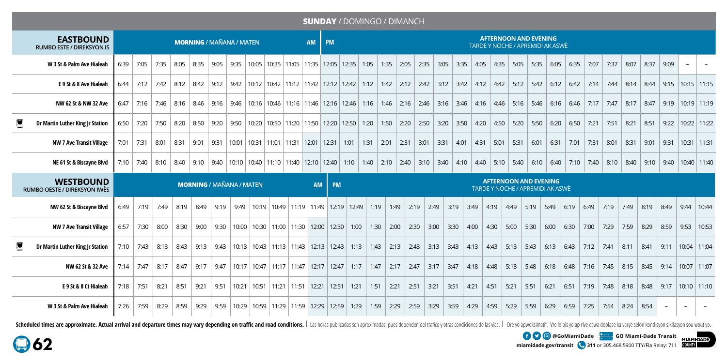## SUNDAY / DOMINGO / DIMANCH

### EASTBOUND
RUMBO ESTE / DIREKSYON IS

| | MORNING / MAÑANA / MATEN | | | | | | | | | | AM | PM | AFTERNOON AND EVENING TARDE Y NOCHE / APREMIDI AK ASWÈ | | | | | | | | | | | | | | | | | | | | | |
|---|---|---|---|---|---|---|---|---|---|---|---|---|---|---|---|---|---|---|---|---|---|---|---|---|---|---|---|---|---|---|---|---|---|---|
| W 3 St & Palm Ave Hialeah | 6:39 | 7:05 | 7:35 | 8:05 | 8:35 | 9:05 | 9:35 | 10:05 | 10:35 | 11:05 | 11:35 | 12:05 | 12:35 | 1:05 | 1:35 | 2:05 | 2:35 | 3:05 | 3:35 | 4:05 | 4:35 | 5:05 | 5:35 | 6:05 | 6:35 | 7:07 | 7:37 | 8:07 | 8:37 | 9:09 | – | – |
| E 9 St & 8 Ave Hialeah | 6:44 | 7:12 | 7:42 | 8:12 | 8:42 | 9:12 | 9:42 | 10:12 | 10:42 | 11:12 | 11:42 | 12:12 | 12:42 | 1:12 | 1:42 | 2:12 | 2:42 | 3:12 | 3:42 | 4:12 | 4:42 | 5:12 | 5:42 | 6:12 | 6:42 | 7:14 | 7:44 | 8:14 | 8:44 | 9:15 | 10:15 | 11:15 |
| NW 62 St & NW 32 Ave | 6:47 | 7:16 | 7:46 | 8:16 | 8:46 | 9:16 | 9:46 | 10:16 | 10:46 | 11:16 | 11:46 | 12:16 | 12:46 | 1:16 | 1:46 | 2:16 | 2:46 | 3:16 | 3:46 | 4:16 | 4:46 | 5:16 | 5:46 | 6:16 | 6:46 | 7:17 | 7:47 | 8:17 | 8:47 | 9:19 | 10:19 | 11:19 |
| Dr Martin Luther King Jr Station | 6:50 | 7:20 | 7:50 | 8:20 | 8:50 | 9:20 | 9:50 | 10:20 | 10:50 | 11:20 | 11:50 | 12:20 | 12:50 | 1:20 | 1:50 | 2:20 | 2:50 | 3:20 | 3:50 | 4:20 | 4:50 | 5:20 | 5:50 | 6:20 | 6:50 | 7:21 | 7:51 | 8:21 | 8:51 | 9:22 | 10:22 | 11:22 |
| NW 7 Ave Transit Village | 7:01 | 7:31 | 8:01 | 8:31 | 9:01 | 9:31 | 10:01 | 10:31 | 11:01 | 11:31 | 12:01 | 12:31 | 1:01 | 1:31 | 2:01 | 2:31 | 3:01 | 3:31 | 4:01 | 4:31 | 5:01 | 5:31 | 6:01 | 6:31 | 7:01 | 7:31 | 8:01 | 8:31 | 9:01 | 9:31 | 10:31 | 11:31 |
| NE 61 St & Biscayne Blvd | 7:10 | 7:40 | 8:10 | 8:40 | 9:10 | 9:40 | 10:10 | 10:40 | 11:10 | 11:40 | 12:10 | 12:40 | 1:10 | 1:40 | 2:10 | 2:40 | 3:10 | 3:40 | 4:10 | 4:40 | 5:10 | 5:40 | 6:10 | 6:40 | 7:10 | 7:40 | 8:10 | 8:40 | 9:10 | 9:40 | 10:40 | 11:40 |

### WESTBOUND
RUMBO OESTE / DIREKSYON IWÈS

| | MORNING / MAÑANA / MATEN | | | | | | | | | | AM | PM | AFTERNOON AND EVENING TARDE Y NOCHE / APREMIDI AK ASWÈ | | | | | | | | | | | | | | | | | | | | | |
|---|---|---|---|---|---|---|---|---|---|---|---|---|---|---|---|---|---|---|---|---|---|---|---|---|---|---|---|---|---|---|---|---|---|---|
| NW 62 St & Biscayne Blvd | 6:49 | 7:19 | 7:49 | 8:19 | 8:49 | 9:19 | 9:49 | 10:19 | 10:49 | 11:19 | 11:49 | 12:19 | 12:49 | 1:19 | 1:49 | 2:19 | 2:49 | 3:19 | 3:49 | 4:19 | 4:49 | 5:19 | 5:49 | 6:19 | 6:49 | 7:19 | 7:49 | 8:19 | 8:49 | 9:44 | 10:44 |
| NW 7 Ave Transit Village | 6:57 | 7:30 | 8:00 | 8:30 | 9:00 | 9:30 | 10:00 | 10:30 | 11:00 | 11:30 | 12:00 | 12:30 | 1:00 | 1:30 | 2:00 | 2:30 | 3:00 | 3:30 | 4:00 | 4:30 | 5:00 | 5:30 | 6:00 | 6:30 | 7:00 | 7:29 | 7:59 | 8:29 | 8:59 | 9:53 | 10:53 |
| Dr Martin Luther King Jr Station | 7:10 | 7:43 | 8:13 | 8:43 | 9:13 | 9:43 | 10:13 | 10:43 | 11:13 | 11:43 | 12:13 | 12:43 | 1:13 | 1:43 | 2:13 | 2:43 | 3:13 | 3:43 | 4:13 | 4:43 | 5:13 | 5:43 | 6:13 | 6:43 | 7:12 | 7:41 | 8:11 | 8:41 | 9:11 | 10:04 | 11:04 |
| NW 62 St & 32 Ave | 7:14 | 7:47 | 8:17 | 8:47 | 9:17 | 9:47 | 10:17 | 10:47 | 11:17 | 11:47 | 12:17 | 12:47 | 1:17 | 1:47 | 2:17 | 2:47 | 3:17 | 3:47 | 4:18 | 4:48 | 5:18 | 5:48 | 6:18 | 6:48 | 7:16 | 7:45 | 8:15 | 8:45 | 9:14 | 10:07 | 11:07 |
| E 9 St & 8 Ct Hialeah | 7:18 | 7:51 | 8:21 | 8:51 | 9:21 | 9:51 | 10:21 | 10:51 | 11:21 | 11:51 | 12:21 | 12:51 | 1:21 | 1:51 | 2:21 | 2:51 | 3:21 | 3:51 | 4:21 | 4:51 | 5:21 | 5:51 | 6:21 | 6:51 | 7:19 | 7:48 | 8:18 | 8:48 | 9:17 | 10:10 | 11:10 |
| W 3 St & Palm Ave Hialeah | 7:26 | 7:59 | 8:29 | 8:59 | 9:29 | 9:59 | 10:29 | 10:59 | 11:29 | 11:59 | 12:29 | 12:59 | 1:29 | 1:59 | 2:29 | 2:59 | 3:29 | 3:59 | 4:29 | 4:59 | 5:29 | 5:59 | 6:29 | 6:59 | 7:25 | 7:54 | 8:24 | 8:54 | – | – | – |

**Scheduled times are approximate. Actual arrival and departure times may vary depending on traffic and road conditions.** | Las horas publicadas son aproximadas, pues dependen del trafico y otras condiciones de las vias. | Ore yo apwoksimatif. Vre le bis yo ap rive oswa deplase ka varye selon kondisyon sikilasyon sou wout yo.

**62**

@GoMiamiDade | GO Miami-Dade Transit

miamidade.gov/transit | 311 or 305.468.5900 TTY/Fla Relay: 711

MIAMI-DADE COUNTY